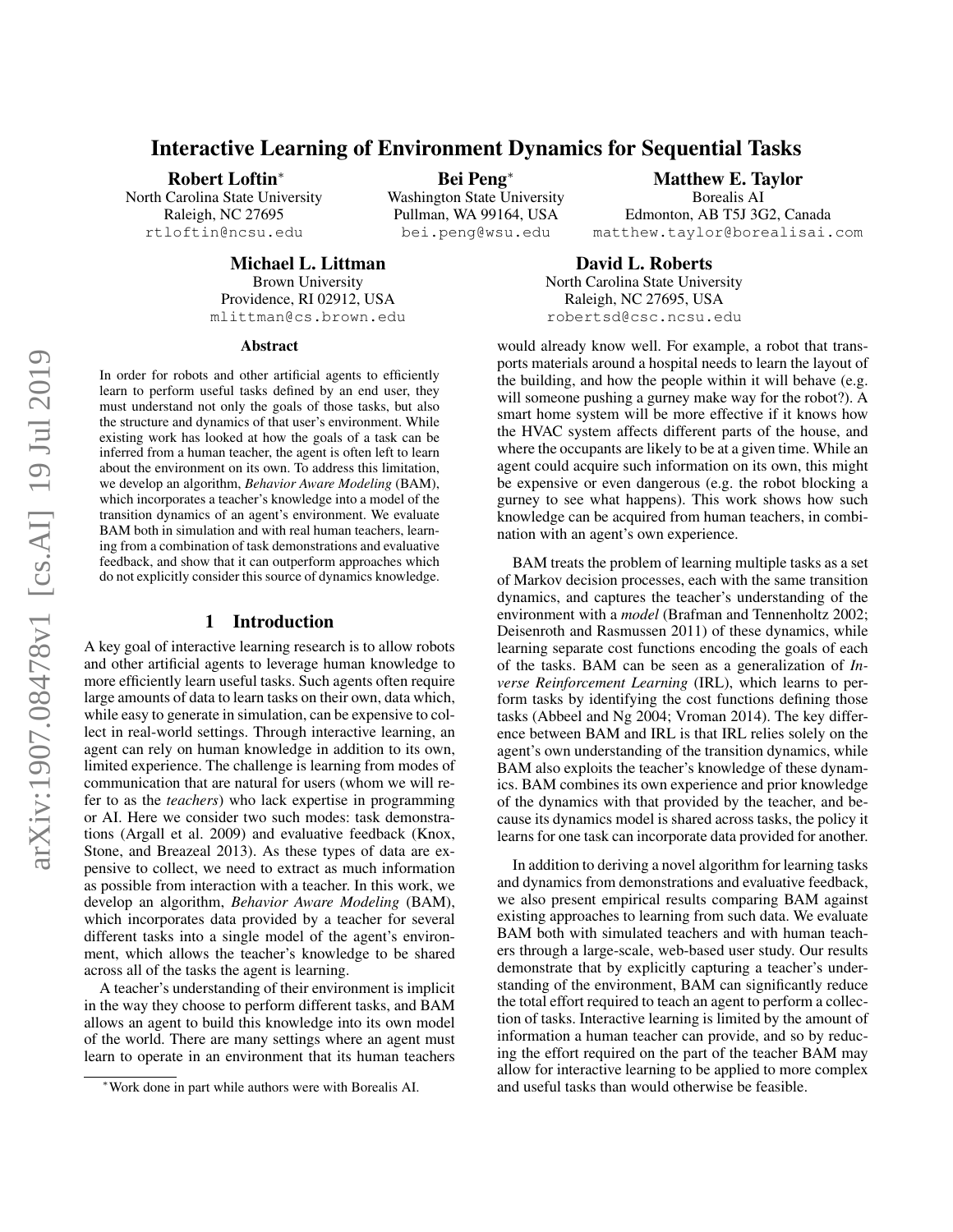# Interactive Learning of Environment Dynamics for Sequential Tasks

**Robert Loftin**[*]
North Carolina State University
Raleigh, NC 27695
rtloftin@ncsu.edu

**Bei Peng**[*]
Washington State University
Pullman, WA 99164, USA
bei.peng@wsu.edu

**Matthew E. Taylor**
Borealis AI
Edmonton, AB T5J 3G2, Canada
matthew.taylor@borealisai.com

**Michael L. Littman**
Brown University
Providence, RI 02912, USA
mlittman@cs.brown.edu

**David L. Roberts**
North Carolina State University
Raleigh, NC 27695, USA
robertsd@csc.ncsu.edu

### Abstract

In order for robots and other artificial agents to efficiently learn to perform useful tasks defined by an end user, they must understand not only the goals of those tasks, but also the structure and dynamics of that user's environment. While existing work has looked at how the goals of a task can be inferred from a human teacher, the agent is often left to learn about the environment on its own. To address this limitation, we develop an algorithm, *Behavior Aware Modeling* (BAM), which incorporates a teacher's knowledge into a model of the transition dynamics of an agent's environment. We evaluate BAM both in simulation and with real human teachers, learning from a combination of task demonstrations and evaluative feedback, and show that it can outperform approaches which do not explicitly consider this source of dynamics knowledge.

## 1 Introduction

A key goal of interactive learning research is to allow robots and other artificial agents to leverage human knowledge to more efficiently learn useful tasks. Such agents often require large amounts of data to learn tasks on their own, data which, while easy to generate in simulation, can be expensive to collect in real-world settings. Through interactive learning, an agent can rely on human knowledge in addition to its own, limited experience. The challenge is learning from modes of communication that are natural for users (whom we will refer to as the *teachers*) who lack expertise in programming or AI. Here we consider two such modes: task demonstrations (Argall et al. 2009) and evaluative feedback (Knox, Stone, and Breazeal 2013). As these types of data are expensive to collect, we need to extract as much information as possible from interaction with a teacher. In this work, we develop an algorithm, *Behavior Aware Modeling* (BAM), which incorporates data provided by a teacher for several different tasks into a single model of the agent's environment, which allows the teacher's knowledge to be shared across all of the tasks the agent is learning.

A teacher's understanding of their environment is implicit in the way they choose to perform different tasks, and BAM allows an agent to build this knowledge into its own model of the world. There are many settings where an agent must learn to operate in an environment that its human teachers would already know well. For example, a robot that transports materials around a hospital needs to learn the layout of the building, and how the people within it will behave (e.g. will someone pushing a gurney make way for the robot?). A smart home system will be more effective if it knows how the HVAC system affects different parts of the house, and where the occupants are likely to be at a given time. While an agent could acquire such information on its own, this might be expensive or even dangerous (e.g. the robot blocking a gurney to see what happens). This work shows how such knowledge can be acquired from human teachers, in combination with an agent's own experience.

BAM treats the problem of learning multiple tasks as a set of Markov decision processes, each with the same transition dynamics, and captures the teacher's understanding of the environment with a *model* (Brafman and Tennenholtz 2002; Deisenroth and Rasmussen 2011) of these dynamics, while learning separate cost functions encoding the goals of each of the tasks. BAM can be seen as a generalization of *Inverse Reinforcement Learning* (IRL), which learns to perform tasks by identifying the cost functions defining those tasks (Abbeel and Ng 2004; Vroman 2014). The key difference between BAM and IRL is that IRL relies solely on the agent's own understanding of the transition dynamics, while BAM also exploits the teacher's knowledge of these dynamics. BAM combines its own experience and prior knowledge of the dynamics with that provided by the teacher, and because its dynamics model is shared across tasks, the policy it learns for one task can incorporate data provided for another.

In addition to deriving a novel algorithm for learning tasks and dynamics from demonstrations and evaluative feedback, we also present empirical results comparing BAM against existing approaches to learning from such data. We evaluate BAM both with simulated teachers and with human teachers through a large-scale, web-based user study. Our results demonstrate that by explicitly capturing a teacher's understanding of the environment, BAM can significantly reduce the total effort required to teach an agent to perform a collection of tasks. Interactive learning is limited by the amount of information a human teacher can provide, and so by reducing the effort required on the part of the teacher BAM may allow for interactive learning to be applied to more complex and useful tasks than would otherwise be feasible.

[*]Work done in part while authors were with Borealis AI.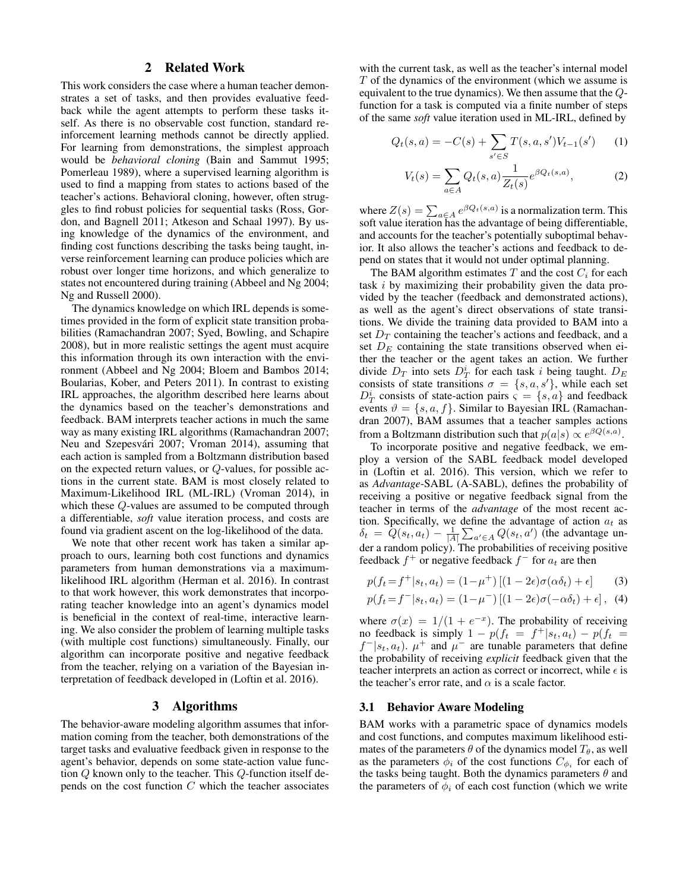## 2 Related Work

This work considers the case where a human teacher demonstrates a set of tasks, and then provides evaluative feedback while the agent attempts to perform these tasks itself. As there is no observable cost function, standard reinforcement learning methods cannot be directly applied. For learning from demonstrations, the simplest approach would be *behavioral cloning* (Bain and Sammut 1995; Pomerleau 1989), where a supervised learning algorithm is used to find a mapping from states to actions based of the teacher's actions. Behavioral cloning, however, often struggles to find robust policies for sequential tasks (Ross, Gordon, and Bagnell 2011; Atkeson and Schaal 1997). By using knowledge of the dynamics of the environment, and finding cost functions describing the tasks being taught, inverse reinforcement learning can produce policies which are robust over longer time horizons, and which generalize to states not encountered during training (Abbeel and Ng 2004; Ng and Russell 2000).

The dynamics knowledge on which IRL depends is sometimes provided in the form of explicit state transition probabilities (Ramachandran 2007; Syed, Bowling, and Schapire 2008), but in more realistic settings the agent must acquire this information through its own interaction with the environment (Abbeel and Ng 2004; Bloem and Bambos 2014; Boularias, Kober, and Peters 2011). In contrast to existing IRL approaches, the algorithm described here learns about the dynamics based on the teacher's demonstrations and feedback. BAM interprets teacher actions in much the same way as many existing IRL algorithms (Ramachandran 2007; Neu and Szepesvári 2007; Vroman 2014), assuming that each action is sampled from a Boltzmann distribution based on the expected return values, or $Q$-values, for possible actions in the current state. BAM is most closely related to Maximum-Likelihood IRL (ML-IRL) (Vroman 2014), in which these $Q$-values are assumed to be computed through a differentiable, *soft* value iteration process, and costs are found via gradient ascent on the log-likelihood of the data.

We note that other recent work has taken a similar approach to ours, learning both cost functions and dynamics parameters from human demonstrations via a maximum-likelihood IRL algorithm (Herman et al. 2016). In contrast to that work however, this work demonstrates that incorporating teacher knowledge into an agent's dynamics model is beneficial in the context of real-time, interactive learning. We also consider the problem of learning multiple tasks (with multiple cost functions) simultaneously. Finally, our algorithm can incorporate positive and negative feedback from the teacher, relying on a variation of the Bayesian interpretation of feedback developed in (Loftin et al. 2016).

## 3 Algorithms

The behavior-aware modeling algorithm assumes that information coming from the teacher, both demonstrations of the target tasks and evaluative feedback given in response to the agent's behavior, depends on some state-action value function $Q$ known only to the teacher. This $Q$-function itself depends on the cost function $C$ which the teacher associates with the current task, as well as the teacher's internal model $T$ of the dynamics of the environment (which we assume is equivalent to the true dynamics). We then assume that the $Q$-function for a task is computed via a finite number of steps of the same *soft* value iteration used in ML-IRL, defined by

$$Q_t(s,a) = -C(s) + \sum_{s' \in S} T(s,a,s') V_{t-1}(s') \qquad (1)$$

$$V_t(s) = \sum_{a \in A} Q_t(s,a) \frac{1}{Z_t(s)} e^{\beta Q_t(s,a)}, \qquad (2)$$

where $Z(s) = \sum_{a \in A} e^{\beta Q_t(s,a)}$ is a normalization term. This soft value iteration has the advantage of being differentiable, and accounts for the teacher's potentially suboptimal behavior. It also allows the teacher's actions and feedback to depend on states that it would not under optimal planning.

The BAM algorithm estimates $T$ and the cost $C_i$ for each task $i$ by maximizing their probability given the data provided by the teacher (feedback and demonstrated actions), as well as the agent's direct observations of state transitions. We divide the training data provided to BAM into a set $D_T$ containing the teacher's actions and feedback, and a set $D_E$ containing the state transitions observed when either the teacher or the agent takes an action. We further divide $D_T$ into sets $D_T^i$ for each task $i$ being taught. $D_E$ consists of state transitions $\sigma = \{s, a, s'\}$, while each set $D_T^i$ consists of state-action pairs $\varsigma = \{s, a\}$ and feedback events $\vartheta = \{s, a, f\}$. Similar to Bayesian IRL (Ramachandran 2007), BAM assumes that a teacher samples actions from a Boltzmann distribution such that $p(a|s) \propto e^{\beta Q(s,a)}$.

To incorporate positive and negative feedback, we employ a version of the SABL feedback model developed in (Loftin et al. 2016). This version, which we refer to as *Advantage*-SABL (A-SABL), defines the probability of receiving a positive or negative feedback signal from the teacher in terms of the *advantage* of the most recent action. Specifically, we define the advantage of action $a_t$ as $\delta_t = Q(s_t, a_t) - \frac{1}{|A|} \sum_{a' \in A} Q(s_t, a')$ (the advantage under a random policy). The probabilities of receiving positive feedback $f^+$ or negative feedback $f^-$ for $a_t$ are then

$$p(f_t = f^+ | s_t, a_t) = (1 - \mu^+) \left[ (1 - 2\epsilon) \sigma(\alpha \delta_t) + \epsilon \right] \qquad (3)$$

$$p(f_t = f^- | s_t, a_t) = (1 - \mu^-) \left[ (1 - 2\epsilon) \sigma(-\alpha \delta_t) + \epsilon \right], \qquad (4)$$

where $\sigma(x) = 1/(1 + e^{-x})$. The probability of receiving no feedback is simply $1 - p(f_t = f^+ | s_t, a_t) - p(f_t = f^- | s_t, a_t)$. $\mu^+$ and $\mu^-$ are tunable parameters that define the probability of receiving *explicit* feedback given that the teacher interprets an action as correct or incorrect, while $\epsilon$ is the teacher's error rate, and $\alpha$ is a scale factor.

### 3.1 Behavior Aware Modeling

BAM works with a parametric space of dynamics models and cost functions, and computes maximum likelihood estimates of the parameters $\theta$ of the dynamics model $T_\theta$, as well as the parameters $\phi_i$ of the cost functions $C_{\phi_i}$ for each of the tasks being taught. Both the dynamics parameters $\theta$ and the parameters of $\phi_i$ of each cost function (which we write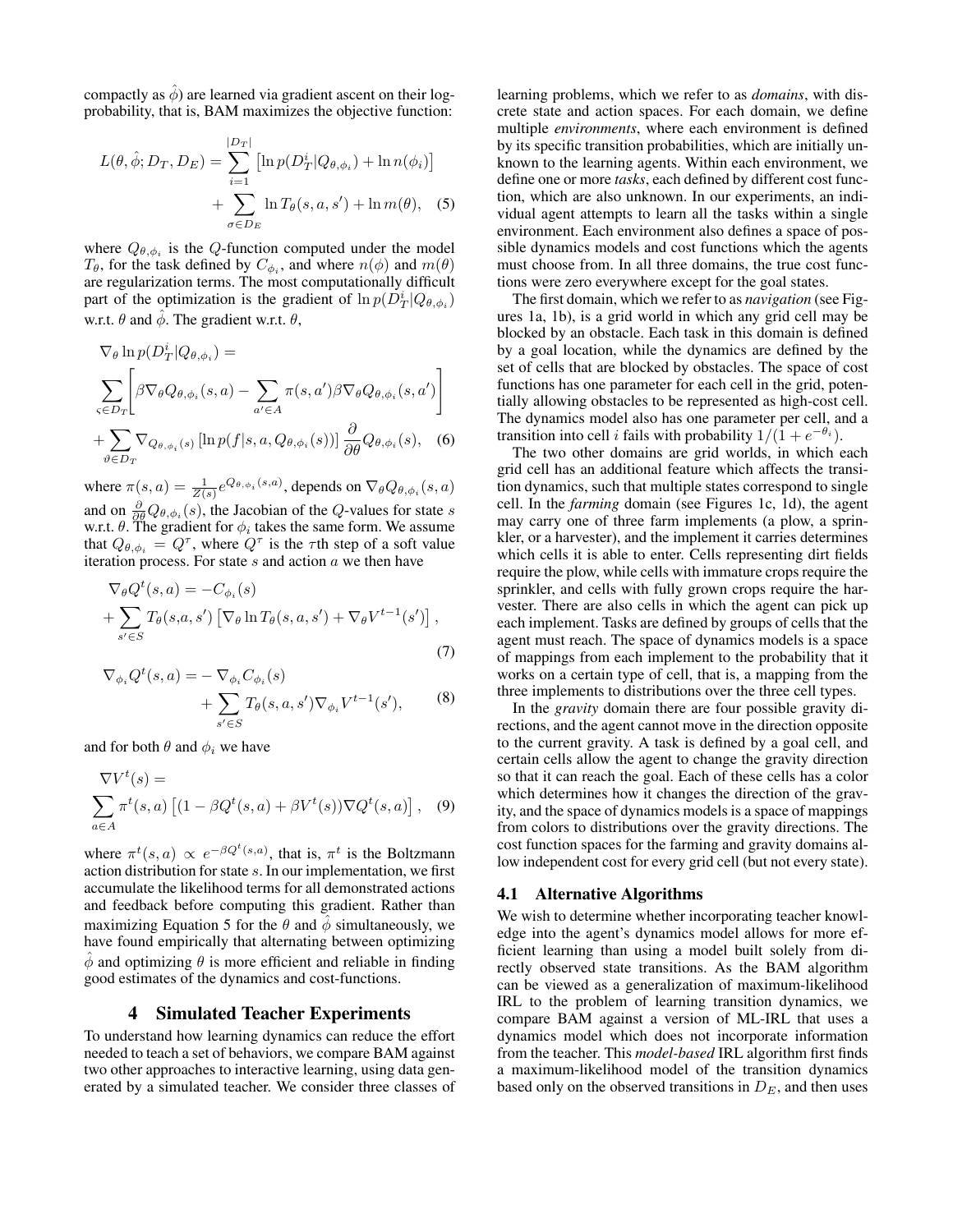compactly as $\hat{\phi}$) are learned via gradient ascent on their log-probability, that is, BAM maximizes the objective function:

$$L(\theta, \hat{\phi}; D_T, D_E) = \sum_{i=1}^{|D_T|} \left[ \ln p(D_T^i | Q_{\theta,\phi_i}) + \ln n(\phi_i) \right] + \sum_{\sigma \in D_E} \ln T_\theta(s, a, s') + \ln m(\theta), \quad (5)$$

where $Q_{\theta,\phi_i}$ is the $Q$-function computed under the model $T_\theta$, for the task defined by $C_{\phi_i}$, and where $n(\phi)$ and $m(\theta)$ are regularization terms. The most computationally difficult part of the optimization is the gradient of $\ln p(D_T^i | Q_{\theta,\phi_i})$ w.r.t. $\theta$ and $\hat{\phi}$. The gradient w.r.t. $\theta$,

$$\nabla_\theta \ln p(D_T^i | Q_{\theta,\phi_i}) = \sum_{\varsigma \in D_T} \left[ \beta \nabla_\theta Q_{\theta,\phi_i}(s, a) - \sum_{a' \in A} \pi(s, a') \beta \nabla_\theta Q_{\theta,\phi_i}(s, a') \right] + \sum_{\vartheta \in D_T} \nabla_{Q_{\theta,\phi_i}(s)} \left[ \ln p(f | s, a, Q_{\theta,\phi_i}(s)) \right] \frac{\partial}{\partial \theta} Q_{\theta,\phi_i}(s), \quad (6)$$

where $\pi(s, a) = \frac{1}{Z(s)} e^{Q_{\theta,\phi_i}(s,a)}$, depends on $\nabla_\theta Q_{\theta,\phi_i}(s, a)$ and on $\frac{\partial}{\partial \theta} Q_{\theta,\phi_i}(s)$, the Jacobian of the $Q$-values for state $s$ w.r.t. $\theta$. The gradient for $\phi_i$ takes the same form. We assume that $Q_{\theta,\phi_i} = Q^\tau$, where $Q^\tau$ is the $\tau$th step of a soft value iteration process. For state $s$ and action $a$ we then have

$$\nabla_\theta Q^t(s, a) = -C_{\phi_i}(s) + \sum_{s' \in S} T_\theta(s, a, s') \left[ \nabla_\theta \ln T_\theta(s, a, s') + \nabla_\theta V^{t-1}(s') \right], \quad (7)$$

$$\nabla_{\phi_i} Q^t(s, a) = - \nabla_{\phi_i} C_{\phi_i}(s) + \sum_{s' \in S} T_\theta(s, a, s') \nabla_{\phi_i} V^{t-1}(s'), \quad (8)$$

and for both $\theta$ and $\phi_i$ we have

$$\nabla V^t(s) = \sum_{a \in A} \pi^t(s, a) \left[ (1 - \beta Q^t(s, a) + \beta V^t(s)) \nabla Q^t(s, a) \right], \quad (9)$$

where $\pi^t(s, a) \propto e^{-\beta Q^t(s,a)}$, that is, $\pi^t$ is the Boltzmann action distribution for state $s$. In our implementation, we first accumulate the likelihood terms for all demonstrated actions and feedback before computing this gradient. Rather than maximizing Equation 5 for the $\theta$ and $\hat{\phi}$ simultaneously, we have found empirically that alternating between optimizing $\hat{\phi}$ and optimizing $\theta$ is more efficient and reliable in finding good estimates of the dynamics and cost-functions.

# 4 Simulated Teacher Experiments

To understand how learning dynamics can reduce the effort needed to teach a set of behaviors, we compare BAM against two other approaches to interactive learning, using data generated by a simulated teacher. We consider three classes of learning problems, which we refer to as *domains*, with discrete state and action spaces. For each domain, we define multiple *environments*, where each environment is defined by its specific transition probabilities, which are initially unknown to the learning agents. Within each environment, we define one or more *tasks*, each defined by different cost function, which are also unknown. In our experiments, an individual agent attempts to learn all the tasks within a single environment. Each environment also defines a space of possible dynamics models and cost functions which the agents must choose from. In all three domains, the true cost functions were zero everywhere except for the goal states.

The first domain, which we refer to as *navigation* (see Figures 1a, 1b), is a grid world in which any grid cell may be blocked by an obstacle. Each task in this domain is defined by a goal location, while the dynamics are defined by the set of cells that are blocked by obstacles. The space of cost functions has one parameter for each cell in the grid, potentially allowing obstacles to be represented as high-cost cell. The dynamics model also has one parameter per cell, and a transition into cell $i$ fails with probability $1/(1 + e^{-\theta_i})$.

The two other domains are grid worlds, in which each grid cell has an additional feature which affects the transition dynamics, such that multiple states correspond to single cell. In the *farming* domain (see Figures 1c, 1d), the agent may carry one of three farm implements (a plow, a sprinkler, or a harvester), and the implement it carries determines which cells it is able to enter. Cells representing dirt fields require the plow, while cells with immature crops require the sprinkler, and cells with fully grown crops require the harvester. There are also cells in which the agent can pick up each implement. Tasks are defined by groups of cells that the agent must reach. The space of dynamics models is a space of mappings from each implement to the probability that it works on a certain type of cell, that is, a mapping from the three implements to distributions over the three cell types.

In the *gravity* domain there are four possible gravity directions, and the agent cannot move in the direction opposite to the current gravity. A task is defined by a goal cell, and certain cells allow the agent to change the gravity direction so that it can reach the goal. Each of these cells has a color which determines how it changes the direction of the gravity, and the space of dynamics models is a space of mappings from colors to distributions over the gravity directions. The cost function spaces for the farming and gravity domains allow independent cost for every grid cell (but not every state).

## 4.1 Alternative Algorithms

We wish to determine whether incorporating teacher knowledge into the agent's dynamics model allows for more efficient learning than using a model built solely from directly observed state transitions. As the BAM algorithm can be viewed as a generalization of maximum-likelihood IRL to the problem of learning transition dynamics, we compare BAM against a version of ML-IRL that uses a dynamics model which does not incorporate information from the teacher. This *model-based* IRL algorithm first finds a maximum-likelihood model of the transition dynamics based only on the observed transitions in $D_E$, and then uses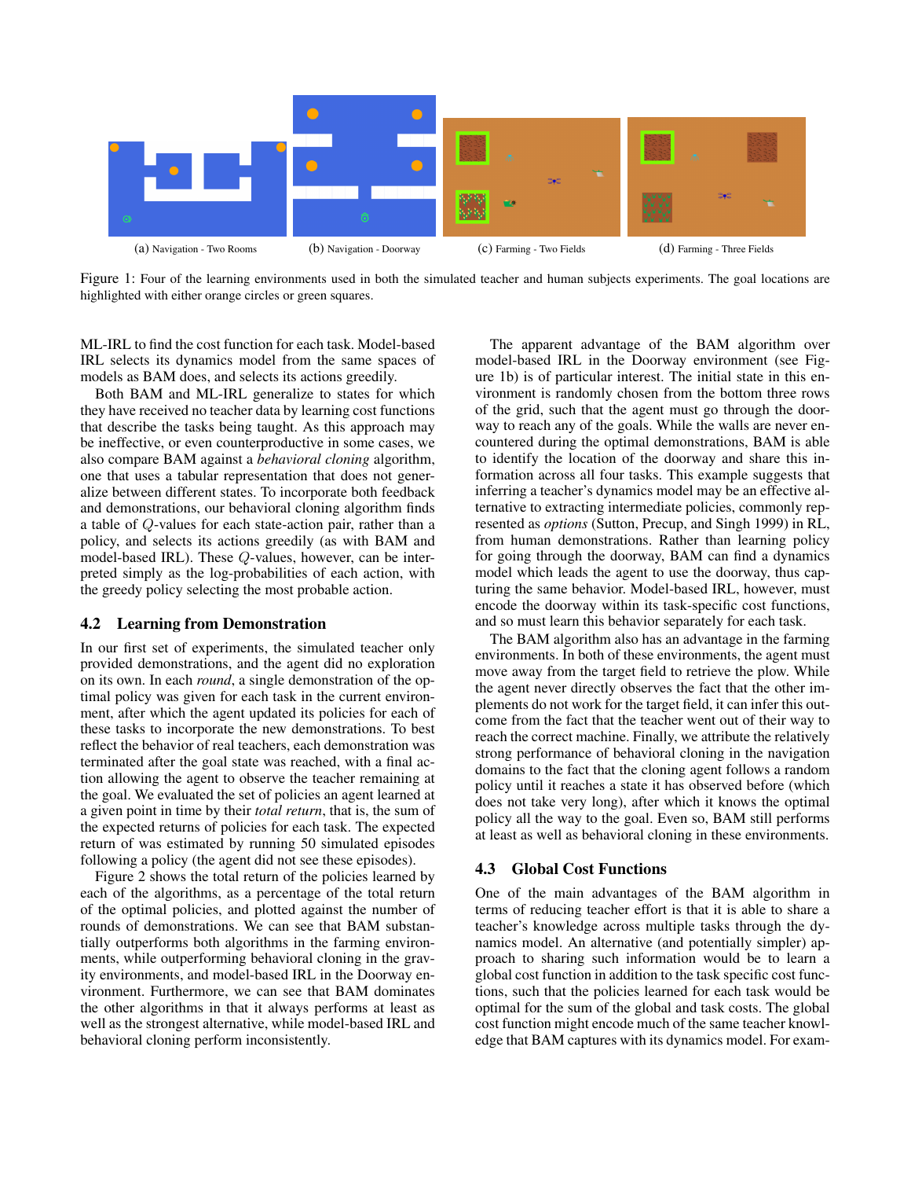(a) Navigation - Two Rooms

(b) Navigation - Doorway

(c) Farming - Two Fields

(d) Farming - Three Fields

Figure 1: Four of the learning environments used in both the simulated teacher and human subjects experiments. The goal locations are highlighted with either orange circles or green squares.

ML-IRL to find the cost function for each task. Model-based IRL selects its dynamics model from the same spaces of models as BAM does, and selects its actions greedily.

Both BAM and ML-IRL generalize to states for which they have received no teacher data by learning cost functions that describe the tasks being taught. As this approach may be ineffective, or even counterproductive in some cases, we also compare BAM against a *behavioral cloning* algorithm, one that uses a tabular representation that does not generalize between different states. To incorporate both feedback and demonstrations, our behavioral cloning algorithm finds a table of $Q$-values for each state-action pair, rather than a policy, and selects its actions greedily (as with BAM and model-based IRL). These $Q$-values, however, can be interpreted simply as the log-probabilities of each action, with the greedy policy selecting the most probable action.

## 4.2 Learning from Demonstration

In our first set of experiments, the simulated teacher only provided demonstrations, and the agent did no exploration on its own. In each *round*, a single demonstration of the optimal policy was given for each task in the current environment, after which the agent updated its policies for each of these tasks to incorporate the new demonstrations. To best reflect the behavior of real teachers, each demonstration was terminated after the goal state was reached, with a final action allowing the agent to observe the teacher remaining at the goal. We evaluated the set of policies an agent learned at a given point in time by their *total return*, that is, the sum of the expected returns of policies for each task. The expected return of was estimated by running 50 simulated episodes following a policy (the agent did not see these episodes).

Figure 2 shows the total return of the policies learned by each of the algorithms, as a percentage of the total return of the optimal policies, and plotted against the number of rounds of demonstrations. We can see that BAM substantially outperforms both algorithms in the farming environments, while outperforming behavioral cloning in the gravity environments, and model-based IRL in the Doorway environment. Furthermore, we can see that BAM dominates the other algorithms in that it always performs at least as well as the strongest alternative, while model-based IRL and behavioral cloning perform inconsistently.

The apparent advantage of the BAM algorithm over model-based IRL in the Doorway environment (see Figure 1b) is of particular interest. The initial state in this environment is randomly chosen from the bottom three rows of the grid, such that the agent must go through the doorway to reach any of the goals. While the walls are never encountered during the optimal demonstrations, BAM is able to identify the location of the doorway and share this information across all four tasks. This example suggests that inferring a teacher's dynamics model may be an effective alternative to extracting intermediate policies, commonly represented as *options* (Sutton, Precup, and Singh 1999) in RL, from human demonstrations. Rather than learning policy for going through the doorway, BAM can find a dynamics model which leads the agent to use the doorway, thus capturing the same behavior. Model-based IRL, however, must encode the doorway within its task-specific cost functions, and so must learn this behavior separately for each task.

The BAM algorithm also has an advantage in the farming environments. In both of these environments, the agent must move away from the target field to retrieve the plow. While the agent never directly observes the fact that the other implements do not work for the target field, it can infer this outcome from the fact that the teacher went out of their way to reach the correct machine. Finally, we attribute the relatively strong performance of behavioral cloning in the navigation domains to the fact that the cloning agent follows a random policy until it reaches a state it has observed before (which does not take very long), after which it knows the optimal policy all the way to the goal. Even so, BAM still performs at least as well as behavioral cloning in these environments.

## 4.3 Global Cost Functions

One of the main advantages of the BAM algorithm in terms of reducing teacher effort is that it is able to share a teacher's knowledge across multiple tasks through the dynamics model. An alternative (and potentially simpler) approach to sharing such information would be to learn a global cost function in addition to the task specific cost functions, such that the policies learned for each task would be optimal for the sum of the global and task costs. The global cost function might encode much of the same teacher knowledge that BAM captures with its dynamics model. For exam-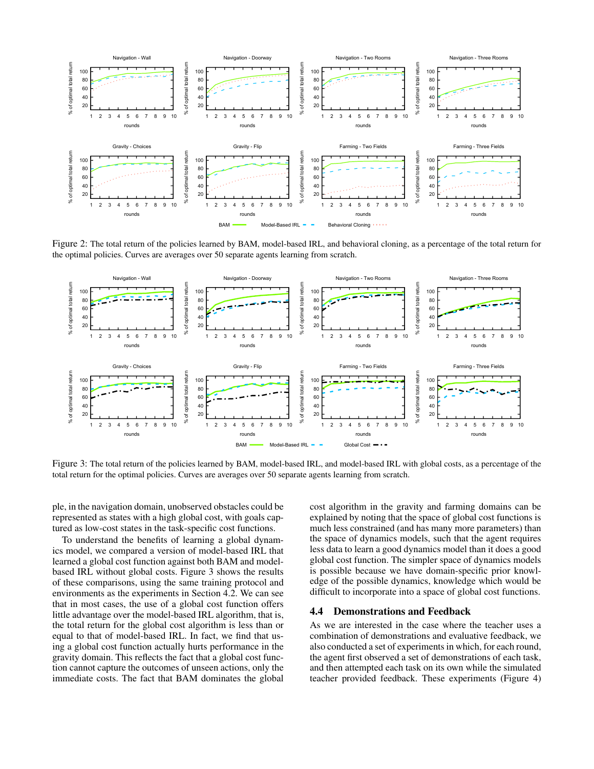Figure 2: The total return of the policies learned by BAM, model-based IRL, and behavioral cloning, as a percentage of the total return for the optimal policies. Curves are averages over 50 separate agents learning from scratch.

Figure 3: The total return of the policies learned by BAM, model-based IRL, and model-based IRL with global costs, as a percentage of the total return for the optimal policies. Curves are averages over 50 separate agents learning from scratch.

ple, in the navigation domain, unobserved obstacles could be represented as states with a high global cost, with goals captured as low-cost states in the task-specific cost functions.

To understand the benefits of learning a global dynamics model, we compared a version of model-based IRL that learned a global cost function against both BAM and model-based IRL without global costs. Figure 3 shows the results of these comparisons, using the same training protocol and environments as the experiments in Section 4.2. We can see that in most cases, the use of a global cost function offers little advantage over the model-based IRL algorithm, that is, the total return for the global cost algorithm is less than or equal to that of model-based IRL. In fact, we find that using a global cost function actually hurts performance in the gravity domain. This reflects the fact that a global cost function cannot capture the outcomes of unseen actions, only the immediate costs. The fact that BAM dominates the global cost algorithm in the gravity and farming domains can be explained by noting that the space of global cost functions is much less constrained (and has many more parameters) than the space of dynamics models, such that the agent requires less data to learn a good dynamics model than it does a good global cost function. The simpler space of dynamics models is possible because we have domain-specific prior knowledge of the possible dynamics, knowledge which would be difficult to incorporate into a space of global cost functions.

## 4.4 Demonstrations and Feedback

As we are interested in the case where the teacher uses a combination of demonstrations and evaluative feedback, we also conducted a set of experiments in which, for each round, the agent first observed a set of demonstrations of each task, and then attempted each task on its own while the simulated teacher provided feedback. These experiments (Figure 4)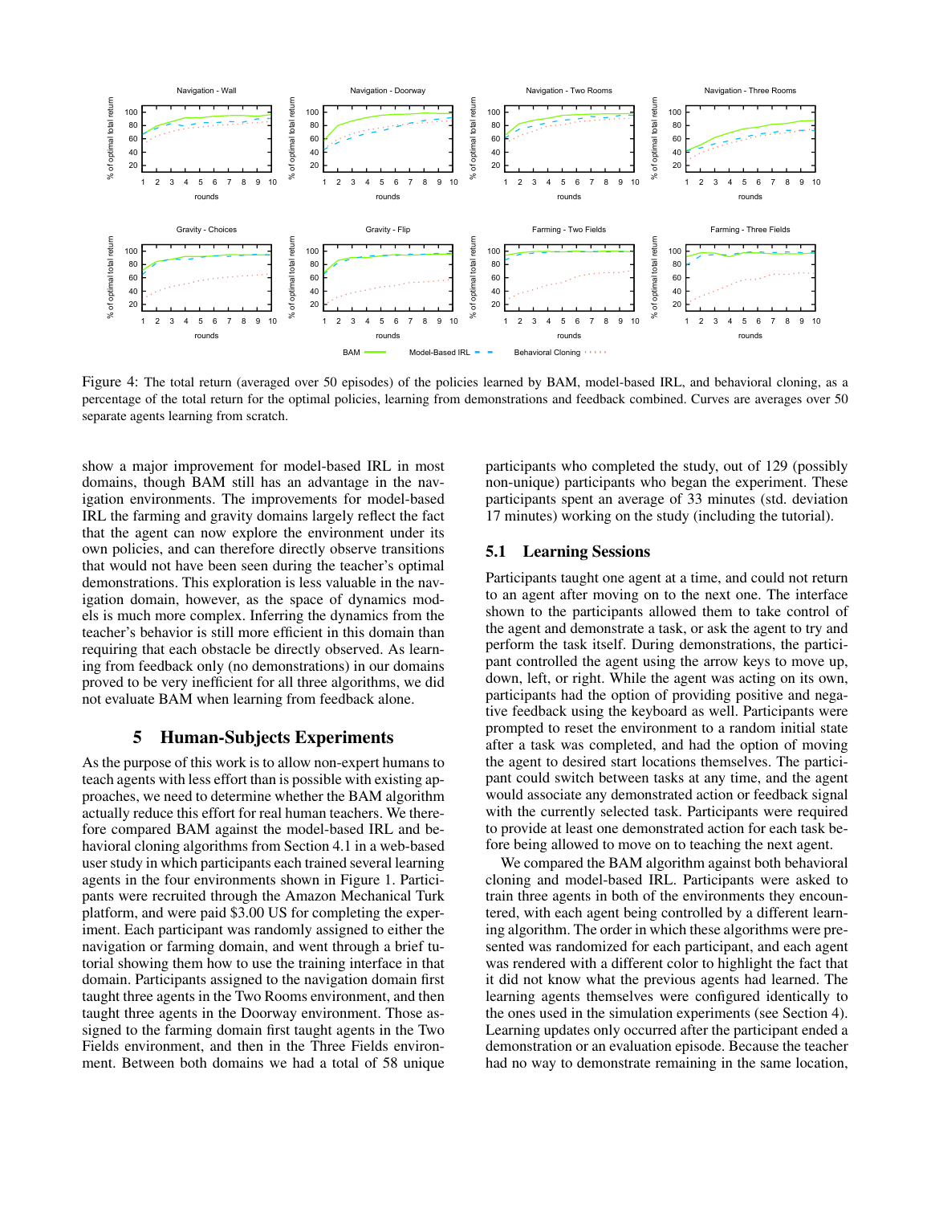Figure 4: The total return (averaged over 50 episodes) of the policies learned by BAM, model-based IRL, and behavioral cloning, as a percentage of the total return for the optimal policies, learning from demonstrations and feedback combined. Curves are averages over 50 separate agents learning from scratch.

show a major improvement for model-based IRL in most domains, though BAM still has an advantage in the navigation environments. The improvements for model-based IRL the farming and gravity domains largely reflect the fact that the agent can now explore the environment under its own policies, and can therefore directly observe transitions that would not have been seen during the teacher's optimal demonstrations. This exploration is less valuable in the navigation domain, however, as the space of dynamics models is much more complex. Inferring the dynamics from the teacher's behavior is still more efficient in this domain than requiring that each obstacle be directly observed. As learning from feedback only (no demonstrations) in our domains proved to be very inefficient for all three algorithms, we did not evaluate BAM when learning from feedback alone.

## 5 Human-Subjects Experiments

As the purpose of this work is to allow non-expert humans to teach agents with less effort than is possible with existing approaches, we need to determine whether the BAM algorithm actually reduce this effort for real human teachers. We therefore compared BAM against the model-based IRL and behavioral cloning algorithms from Section 4.1 in a web-based user study in which participants each trained several learning agents in the four environments shown in Figure 1. Participants were recruited through the Amazon Mechanical Turk platform, and were paid \$3.00 US for completing the experiment. Each participant was randomly assigned to either the navigation or farming domain, and went through a brief tutorial showing them how to use the training interface in that domain. Participants assigned to the navigation domain first taught three agents in the Two Rooms environment, and then taught three agents in the Doorway environment. Those assigned to the farming domain first taught agents in the Two Fields environment, and then in the Three Fields environment. Between both domains we had a total of 58 unique participants who completed the study, out of 129 (possibly non-unique) participants who began the experiment. These participants spent an average of 33 minutes (std. deviation 17 minutes) working on the study (including the tutorial).

### 5.1 Learning Sessions

Participants taught one agent at a time, and could not return to an agent after moving on to the next one. The interface shown to the participants allowed them to take control of the agent and demonstrate a task, or ask the agent to try and perform the task itself. During demonstrations, the participant controlled the agent using the arrow keys to move up, down, left, or right. While the agent was acting on its own, participants had the option of providing positive and negative feedback using the keyboard as well. Participants were prompted to reset the environment to a random initial state after a task was completed, and had the option of moving the agent to desired start locations themselves. The participant could switch between tasks at any time, and the agent would associate any demonstrated action or feedback signal with the currently selected task. Participants were required to provide at least one demonstrated action for each task before being allowed to move on to teaching the next agent.

We compared the BAM algorithm against both behavioral cloning and model-based IRL. Participants were asked to train three agents in both of the environments they encountered, with each agent being controlled by a different learning algorithm. The order in which these algorithms were presented was randomized for each participant, and each agent was rendered with a different color to highlight the fact that it did not know what the previous agents had learned. The learning agents themselves were configured identically to the ones used in the simulation experiments (see Section 4). Learning updates only occurred after the participant ended a demonstration or an evaluation episode. Because the teacher had no way to demonstrate remaining in the same location,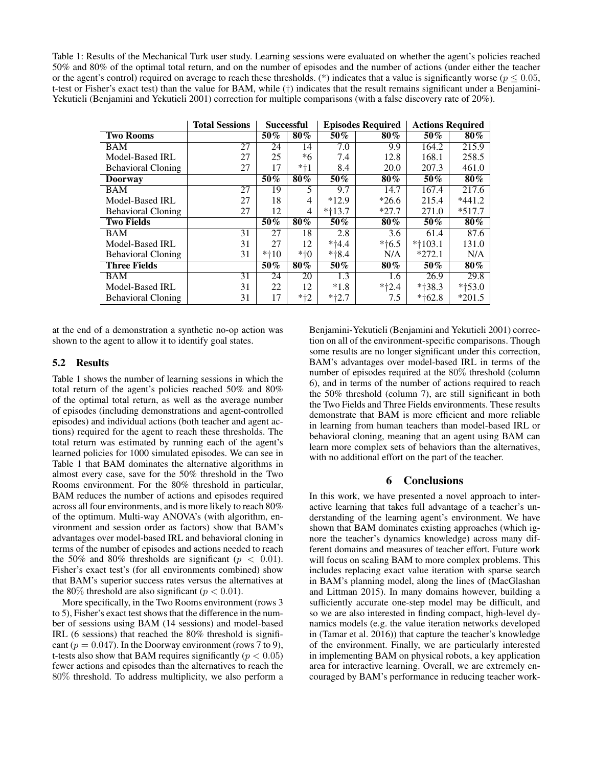Table 1: Results of the Mechanical Turk user study. Learning sessions were evaluated on whether the agent's policies reached 50% and 80% of the optimal total return, and on the number of episodes and the number of actions (under either the teacher or the agent's control) required on average to reach these thresholds. (*) indicates that a value is significantly worse ($p \leq 0.05$, t-test or Fisher's exact test) than the value for BAM, while (†) indicates that the result remains significant under a Benjamini-Yekutieli (Benjamini and Yekutieli 2001) correction for multiple comparisons (with a false discovery rate of 20%).

| | Total Sessions | Successful | | Episodes Required | | Actions Required | |
|---|---|---|---|---|---|---|---|
| **Two Rooms** | | **50%** | **80%** | **50%** | **80%** | **50%** | **80%** |
| BAM | 27 | 24 | 14 | 7.0 | 9.9 | 164.2 | 215.9 |
| Model-Based IRL | 27 | 25 | *6 | 7.4 | 12.8 | 168.1 | 258.5 |
| Behavioral Cloning | 27 | 17 | *†1 | 8.4 | 20.0 | 207.3 | 461.0 |
| **Doorway** | | **50%** | **80%** | **50%** | **80%** | **50%** | **80%** |
| BAM | 27 | 19 | 5 | 9.7 | 14.7 | 167.4 | 217.6 |
| Model-Based IRL | 27 | 18 | 4 | *12.9 | *26.6 | 215.4 | *441.2 |
| Behavioral Cloning | 27 | 12 | 4 | *†13.7 | *27.7 | 271.0 | *517.7 |
| **Two Fields** | | **50%** | **80%** | **50%** | **80%** | **50%** | **80%** |
| BAM | 31 | 27 | 18 | 2.8 | 3.6 | 61.4 | 87.6 |
| Model-Based IRL | 31 | 27 | 12 | *†4.4 | *†6.5 | *†103.1 | 131.0 |
| Behavioral Cloning | 31 | *†10 | *†0 | *†8.4 | N/A | *272.1 | N/A |
| **Three Fields** | | **50%** | **80%** | **50%** | **80%** | **50%** | **80%** |
| BAM | 31 | 24 | 20 | 1.3 | 1.6 | 26.9 | 29.8 |
| Model-Based IRL | 31 | 22 | 12 | *1.8 | *†2.4 | *†38.3 | *†53.0 |
| Behavioral Cloning | 31 | 17 | *†2 | *†2.7 | 7.5 | *†62.8 | *201.5 |

at the end of a demonstration a synthetic no-op action was shown to the agent to allow it to identify goal states.

## 5.2 Results

Table 1 shows the number of learning sessions in which the total return of the agent's policies reached 50% and 80% of the optimal total return, as well as the average number of episodes (including demonstrations and agent-controlled episodes) and individual actions (both teacher and agent actions) required for the agent to reach these thresholds. The total return was estimated by running each of the agent's learned policies for 1000 simulated episodes. We can see in Table 1 that BAM dominates the alternative algorithms in almost every case, save for the 50% threshold in the Two Rooms environment. For the 80% threshold in particular, BAM reduces the number of actions and episodes required across all four environments, and is more likely to reach 80% of the optimum. Multi-way ANOVA's (with algorithm, environment and session order as factors) show that BAM's advantages over model-based IRL and behavioral cloning in terms of the number of episodes and actions needed to reach the 50% and 80% thresholds are significant ($p < 0.01$). Fisher's exact test's (for all environments combined) show that BAM's superior success rates versus the alternatives at the 80% threshold are also significant ($p < 0.01$).

More specifically, in the Two Rooms environment (rows 3 to 5), Fisher's exact test shows that the difference in the number of sessions using BAM (14 sessions) and model-based IRL (6 sessions) that reached the 80% threshold is significant ($p = 0.047$). In the Doorway environment (rows 7 to 9), t-tests also show that BAM requires significantly ($p < 0.05$) fewer actions and episodes than the alternatives to reach the 80% threshold. To address multiplicity, we also perform a Benjamini-Yekutieli (Benjamini and Yekutieli 2001) correction on all of the environment-specific comparisons. Though some results are no longer significant under this correction, BAM's advantages over model-based IRL in terms of the number of episodes required at the 80% threshold (column 6), and in terms of the number of actions required to reach the 50% threshold (column 7), are still significant in both the Two Fields and Three Fields environments. These results demonstrate that BAM is more efficient and more reliable in learning from human teachers than model-based IRL or behavioral cloning, meaning that an agent using BAM can learn more complex sets of behaviors than the alternatives, with no additional effort on the part of the teacher.

# 6 Conclusions

In this work, we have presented a novel approach to interactive learning that takes full advantage of a teacher's understanding of the learning agent's environment. We have shown that BAM dominates existing approaches (which ignore the teacher's dynamics knowledge) across many different domains and measures of teacher effort. Future work will focus on scaling BAM to more complex problems. This includes replacing exact value iteration with sparse search in BAM's planning model, along the lines of (MacGlashan and Littman 2015). In many domains however, building a sufficiently accurate one-step model may be difficult, and so we are also interested in finding compact, high-level dynamics models (e.g. the value iteration networks developed in (Tamar et al. 2016)) that capture the teacher's knowledge of the environment. Finally, we are particularly interested in implementing BAM on physical robots, a key application area for interactive learning. Overall, we are extremely encouraged by BAM's performance in reducing teacher work-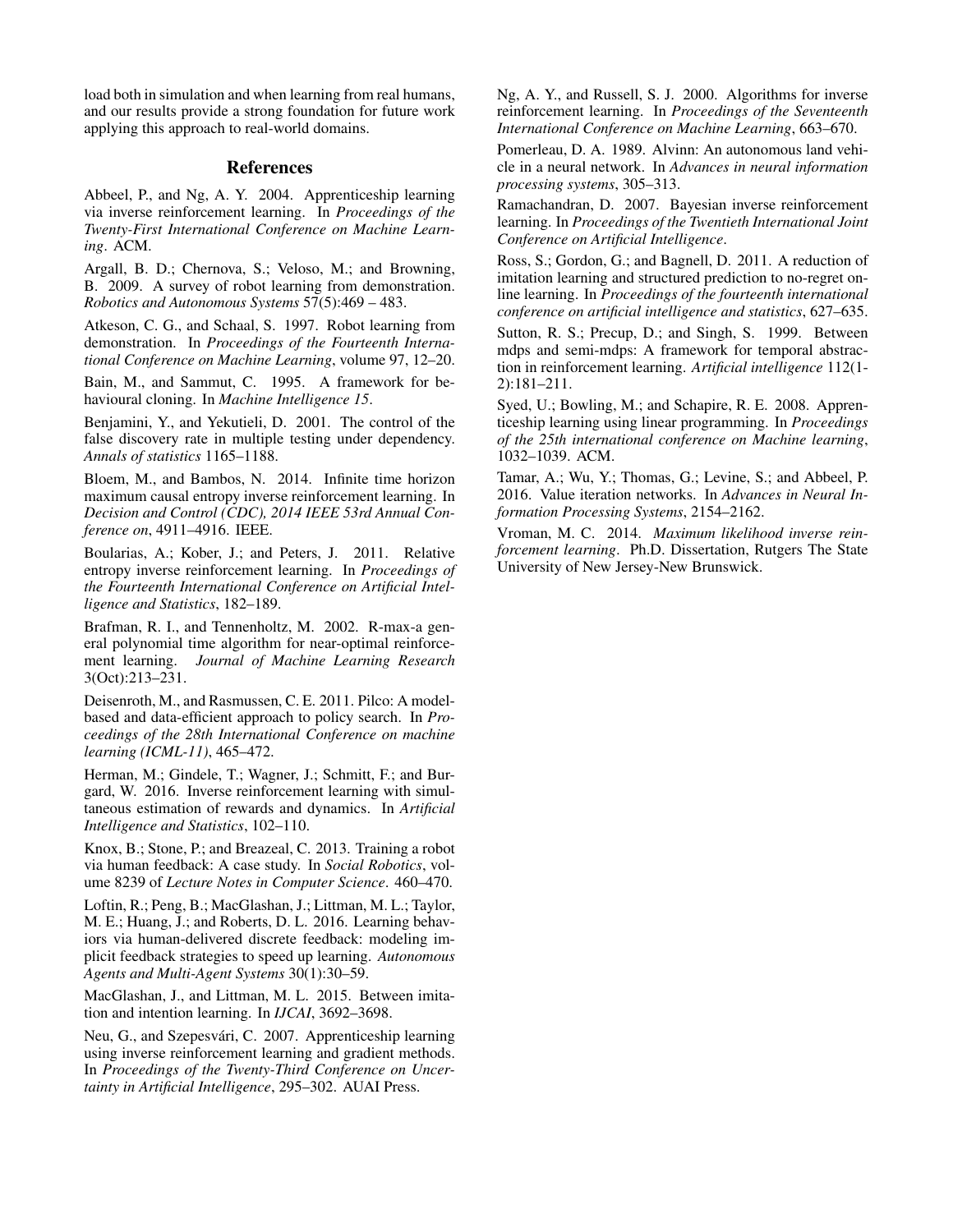load both in simulation and when learning from real humans, and our results provide a strong foundation for future work applying this approach to real-world domains.

## References

Abbeel, P., and Ng, A. Y. 2004. Apprenticeship learning via inverse reinforcement learning. In *Proceedings of the Twenty-First International Conference on Machine Learning*. ACM.

Argall, B. D.; Chernova, S.; Veloso, M.; and Browning, B. 2009. A survey of robot learning from demonstration. *Robotics and Autonomous Systems* 57(5):469 – 483.

Atkeson, C. G., and Schaal, S. 1997. Robot learning from demonstration. In *Proceedings of the Fourteenth International Conference on Machine Learning*, volume 97, 12–20.

Bain, M., and Sammut, C. 1995. A framework for behavioural cloning. In *Machine Intelligence 15*.

Benjamini, Y., and Yekutieli, D. 2001. The control of the false discovery rate in multiple testing under dependency. *Annals of statistics* 1165–1188.

Bloem, M., and Bambos, N. 2014. Infinite time horizon maximum causal entropy inverse reinforcement learning. In *Decision and Control (CDC), 2014 IEEE 53rd Annual Conference on*, 4911–4916. IEEE.

Boularias, A.; Kober, J.; and Peters, J. 2011. Relative entropy inverse reinforcement learning. In *Proceedings of the Fourteenth International Conference on Artificial Intelligence and Statistics*, 182–189.

Brafman, R. I., and Tennenholtz, M. 2002. R-max-a general polynomial time algorithm for near-optimal reinforcement learning. *Journal of Machine Learning Research* 3(Oct):213–231.

Deisenroth, M., and Rasmussen, C. E. 2011. Pilco: A model-based and data-efficient approach to policy search. In *Proceedings of the 28th International Conference on machine learning (ICML-11)*, 465–472.

Herman, M.; Gindele, T.; Wagner, J.; Schmitt, F.; and Burgard, W. 2016. Inverse reinforcement learning with simultaneous estimation of rewards and dynamics. In *Artificial Intelligence and Statistics*, 102–110.

Knox, B.; Stone, P.; and Breazeal, C. 2013. Training a robot via human feedback: A case study. In *Social Robotics*, volume 8239 of *Lecture Notes in Computer Science*. 460–470.

Loftin, R.; Peng, B.; MacGlashan, J.; Littman, M. L.; Taylor, M. E.; Huang, J.; and Roberts, D. L. 2016. Learning behaviors via human-delivered discrete feedback: modeling implicit feedback strategies to speed up learning. *Autonomous Agents and Multi-Agent Systems* 30(1):30–59.

MacGlashan, J., and Littman, M. L. 2015. Between imitation and intention learning. In *IJCAI*, 3692–3698.

Neu, G., and Szepesvári, C. 2007. Apprenticeship learning using inverse reinforcement learning and gradient methods. In *Proceedings of the Twenty-Third Conference on Uncertainty in Artificial Intelligence*, 295–302. AUAI Press.

Ng, A. Y., and Russell, S. J. 2000. Algorithms for inverse reinforcement learning. In *Proceedings of the Seventeenth International Conference on Machine Learning*, 663–670.

Pomerleau, D. A. 1989. Alvinn: An autonomous land vehicle in a neural network. In *Advances in neural information processing systems*, 305–313.

Ramachandran, D. 2007. Bayesian inverse reinforcement learning. In *Proceedings of the Twentieth International Joint Conference on Artificial Intelligence*.

Ross, S.; Gordon, G.; and Bagnell, D. 2011. A reduction of imitation learning and structured prediction to no-regret online learning. In *Proceedings of the fourteenth international conference on artificial intelligence and statistics*, 627–635.

Sutton, R. S.; Precup, D.; and Singh, S. 1999. Between mdps and semi-mdps: A framework for temporal abstraction in reinforcement learning. *Artificial intelligence* 112(1-2):181–211.

Syed, U.; Bowling, M.; and Schapire, R. E. 2008. Apprenticeship learning using linear programming. In *Proceedings of the 25th international conference on Machine learning*, 1032–1039. ACM.

Tamar, A.; Wu, Y.; Thomas, G.; Levine, S.; and Abbeel, P. 2016. Value iteration networks. In *Advances in Neural Information Processing Systems*, 2154–2162.

Vroman, M. C. 2014. *Maximum likelihood inverse reinforcement learning*. Ph.D. Dissertation, Rutgers The State University of New Jersey-New Brunswick.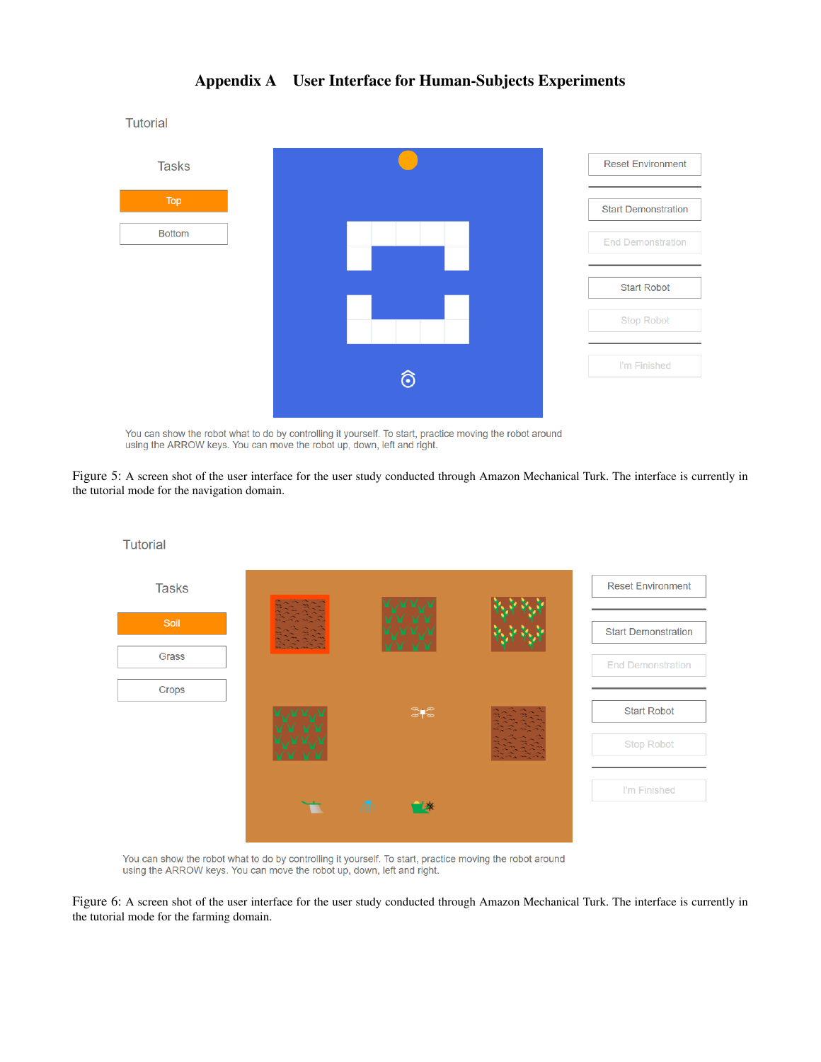# Appendix A User Interface for Human-Subjects Experiments

Figure 5: A screen shot of the user interface for the user study conducted through Amazon Mechanical Turk. The interface is currently in the tutorial mode for the navigation domain.

Figure 6: A screen shot of the user interface for the user study conducted through Amazon Mechanical Turk. The interface is currently in the tutorial mode for the farming domain.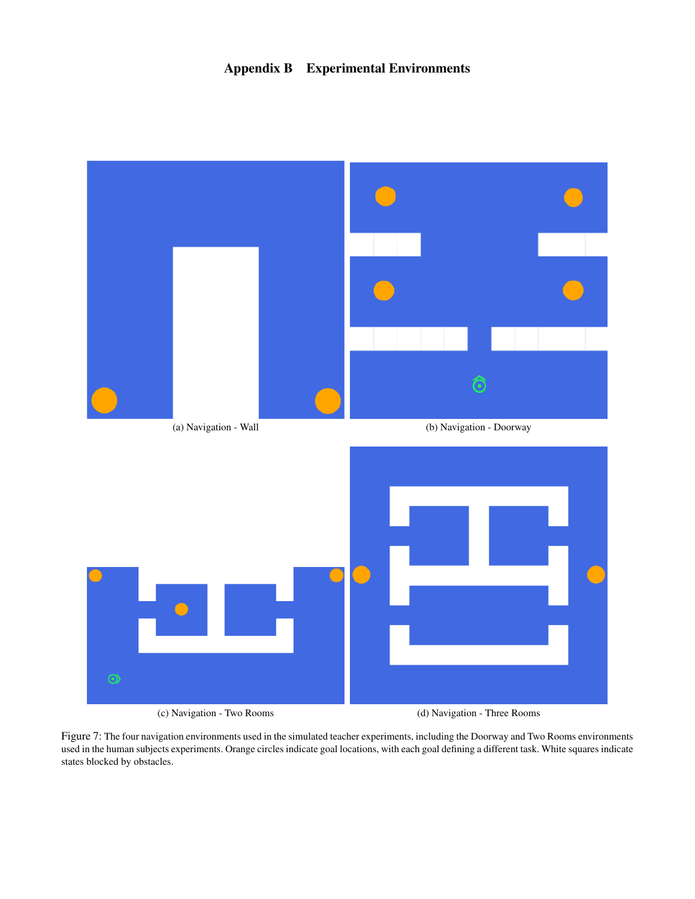# Appendix B Experimental Environments

(a) Navigation - Wall

(b) Navigation - Doorway

(c) Navigation - Two Rooms

(d) Navigation - Three Rooms

Figure 7: The four navigation environments used in the simulated teacher experiments, including the Doorway and Two Rooms environments used in the human subjects experiments. Orange circles indicate goal locations, with each goal defining a different task. White squares indicate states blocked by obstacles.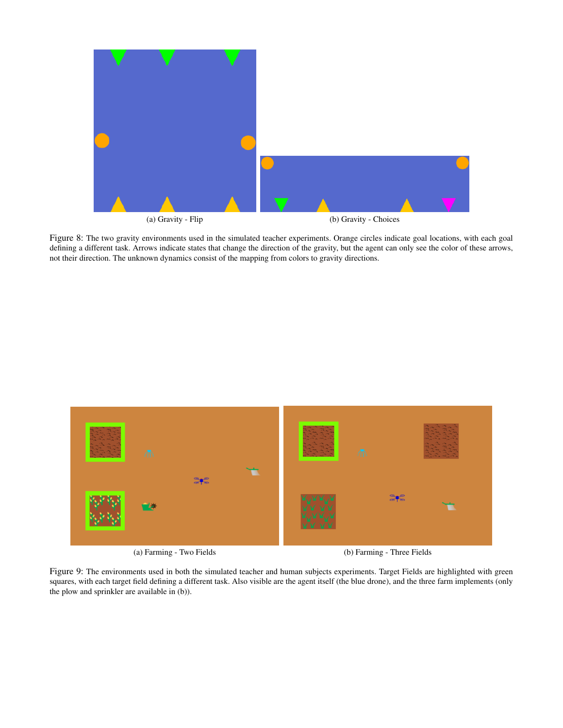(a) Gravity - Flip

(b) Gravity - Choices

Figure 8: The two gravity environments used in the simulated teacher experiments. Orange circles indicate goal locations, with each goal defining a different task. Arrows indicate states that change the direction of the gravity, but the agent can only see the color of these arrows, not their direction. The unknown dynamics consist of the mapping from colors to gravity directions.

(a) Farming - Two Fields

(b) Farming - Three Fields

Figure 9: The environments used in both the simulated teacher and human subjects experiments. Target Fields are highlighted with green squares, with each target field defining a different task. Also visible are the agent itself (the blue drone), and the three farm implements (only the plow and sprinkler are available in (b)).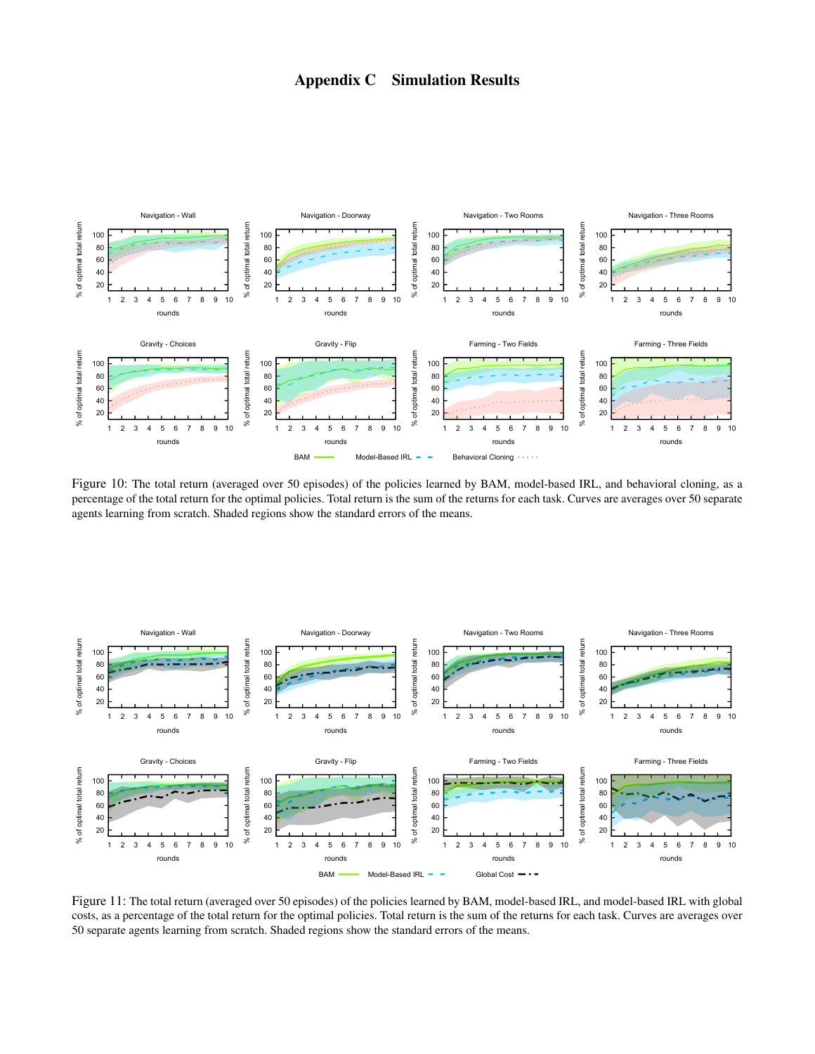# Appendix C Simulation Results

Figure 10: The total return (averaged over 50 episodes) of the policies learned by BAM, model-based IRL, and behavioral cloning, as a percentage of the total return for the optimal policies. Total return is the sum of the returns for each task. Curves are averages over 50 separate agents learning from scratch. Shaded regions show the standard errors of the means.

Figure 11: The total return (averaged over 50 episodes) of the policies learned by BAM, model-based IRL, and model-based IRL with global costs, as a percentage of the total return for the optimal policies. Total return is the sum of the returns for each task. Curves are averages over 50 separate agents learning from scratch. Shaded regions show the standard errors of the means.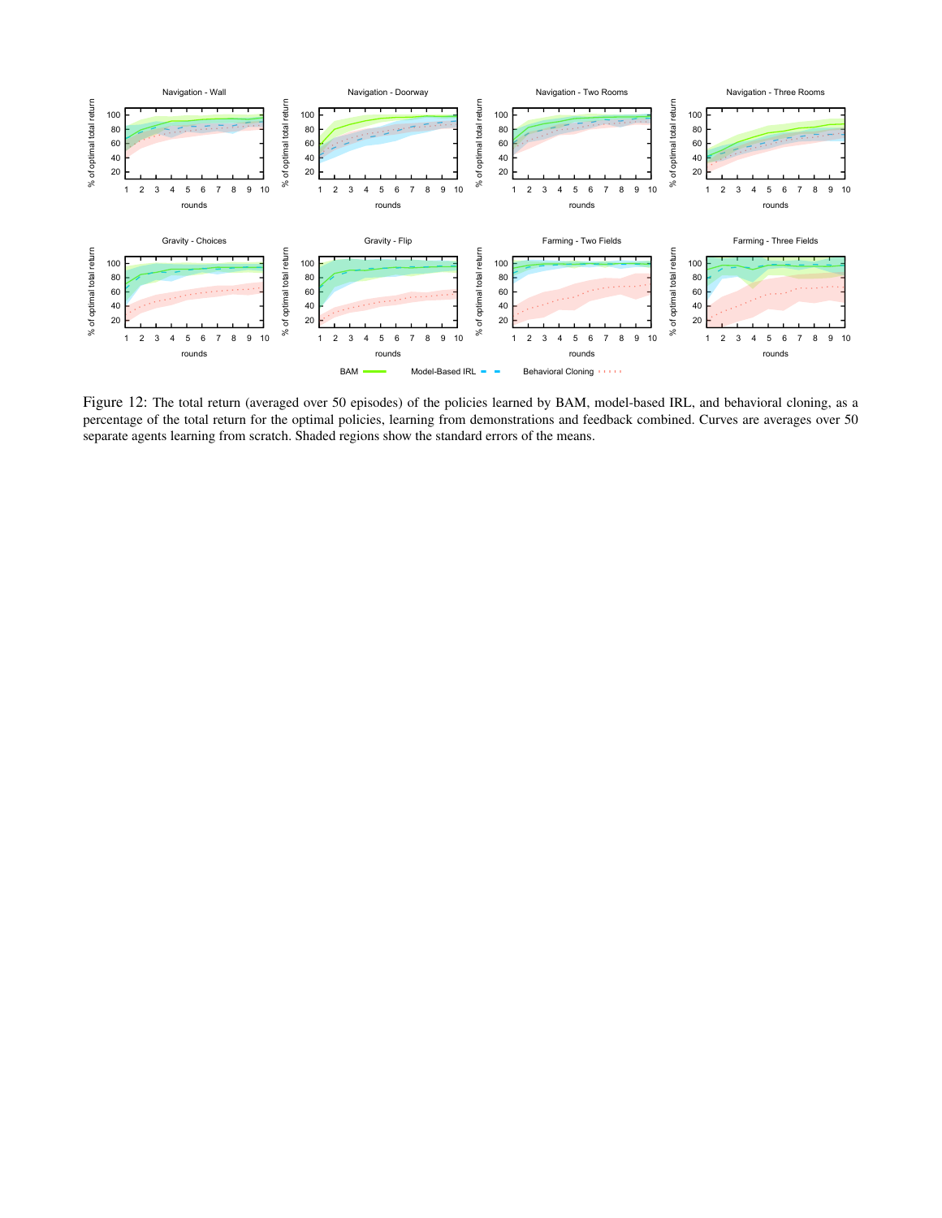Figure 12: The total return (averaged over 50 episodes) of the policies learned by BAM, model-based IRL, and behavioral cloning, as a percentage of the total return for the optimal policies, learning from demonstrations and feedback combined. Curves are averages over 50 separate agents learning from scratch. Shaded regions show the standard errors of the means.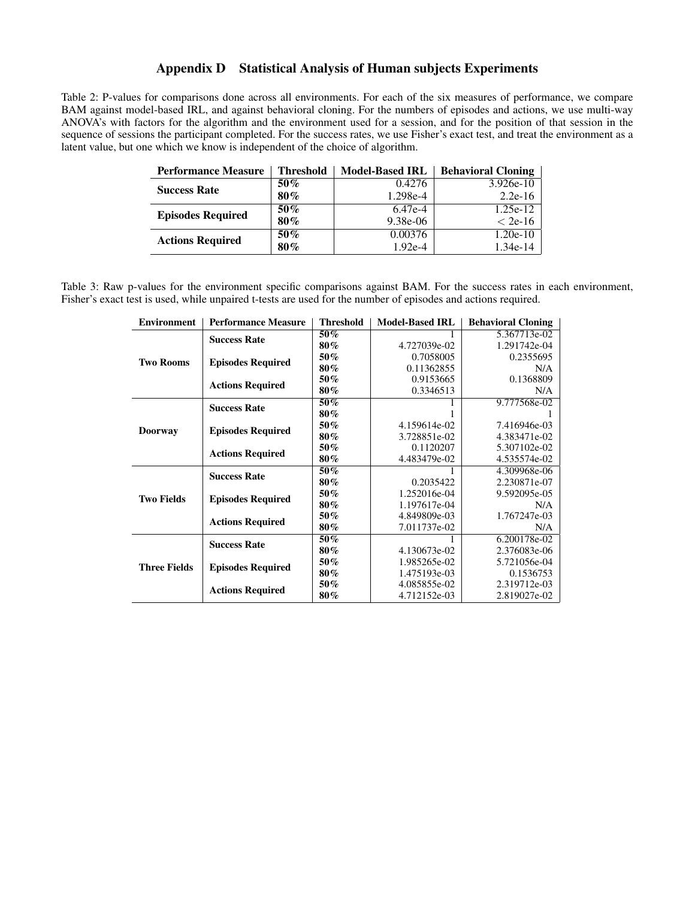## Appendix D Statistical Analysis of Human subjects Experiments

Table 2: P-values for comparisons done across all environments. For each of the six measures of performance, we compare BAM against model-based IRL, and against behavioral cloning. For the numbers of episodes and actions, we use multi-way ANOVA's with factors for the algorithm and the environment used for a session, and for the position of that session in the sequence of sessions the participant completed. For the success rates, we use Fisher's exact test, and treat the environment as a latent value, but one which we know is independent of the choice of algorithm.

| Performance Measure | Threshold | Model-Based IRL | Behavioral Cloning |
|---|---|---|---|
| Success Rate | 50% | 0.4276 | 3.926e-10 |
| | 80% | 1.298e-4 | 2.2e-16 |
| Episodes Required | 50% | 6.47e-4 | 1.25e-12 |
| | 80% | 9.38e-06 | $< 2$e-16 |
| Actions Required | 50% | 0.00376 | 1.20e-10 |
| | 80% | 1.92e-4 | 1.34e-14 |

Table 3: Raw p-values for the environment specific comparisons against BAM. For the success rates in each environment, Fisher's exact test is used, while unpaired t-tests are used for the number of episodes and actions required.

| Environment | Performance Measure | Threshold | Model-Based IRL | Behavioral Cloning |
|---|---|---|---|---|
| Two Rooms | Success Rate | 50% | 1 | 5.367713e-02 |
| | | 80% | 4.727039e-02 | 1.291742e-04 |
| | Episodes Required | 50% | 0.7058005 | 0.2355695 |
| | | 80% | 0.11362855 | N/A |
| | Actions Required | 50% | 0.9153665 | 0.1368809 |
| | | 80% | 0.3346513 | N/A |
| Doorway | Success Rate | 50% | 1 | 9.777568e-02 |
| | | 80% | 1 | 1 |
| | Episodes Required | 50% | 4.159614e-02 | 7.416946e-03 |
| | | 80% | 3.728851e-02 | 4.383471e-02 |
| | Actions Required | 50% | 0.1120207 | 5.307102e-02 |
| | | 80% | 4.483479e-02 | 4.535574e-02 |
| Two Fields | Success Rate | 50% | 1 | 4.309968e-06 |
| | | 80% | 0.2035422 | 2.230871e-07 |
| | Episodes Required | 50% | 1.252016e-04 | 9.592095e-05 |
| | | 80% | 1.197617e-04 | N/A |
| | Actions Required | 50% | 4.849809e-03 | 1.767247e-03 |
| | | 80% | 7.011737e-02 | N/A |
| Three Fields | Success Rate | 50% | 1 | 6.200178e-02 |
| | | 80% | 4.130673e-02 | 2.376083e-06 |
| | Episodes Required | 50% | 1.985265e-02 | 5.721056e-04 |
| | | 80% | 1.475193e-03 | 0.1536753 |
| | Actions Required | 50% | 4.085855e-02 | 2.319712e-03 |
| | | 80% | 4.712152e-03 | 2.819027e-02 |